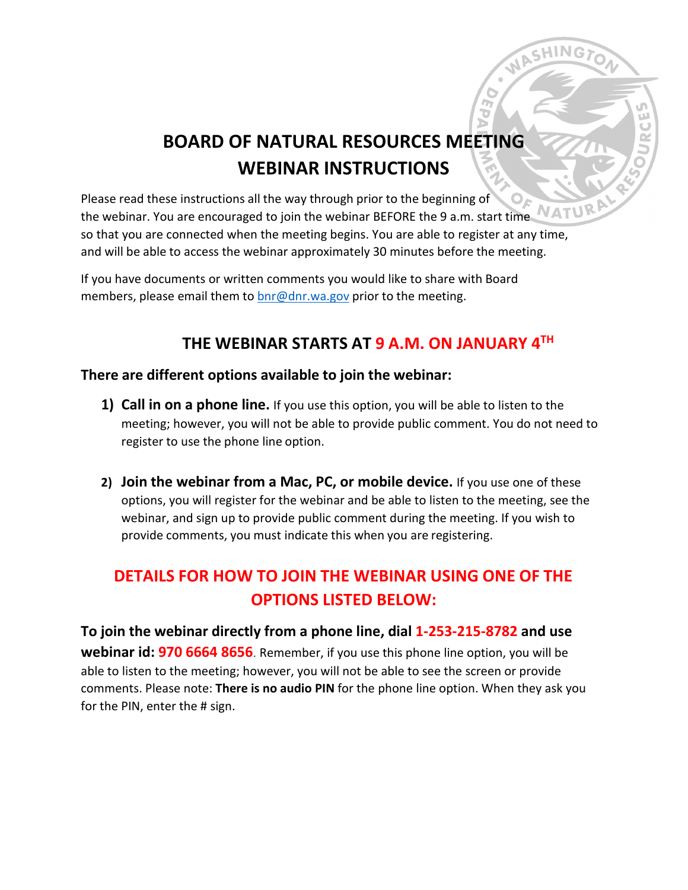# BOARD OF NATURAL RESOURCES MEETING WEBINAR INSTRUCTIONS

Please read these instructions all the way through prior to the beginning of the webinar. You are encouraged to join the webinar BEFORE the 9 a.m. start time so that you are connected when the meeting begins. You are able to register at any time, and will be able to access the webinar approximately 30 minutes before the meeting.

If you have documents or written comments you would like to share with Board members, please email them to bnr@dnr.wa.gov prior to the meeting.

## THE WEBINAR STARTS AT 9 A.M. ON JANUARY 4TH

### There are different options available to join the webinar:

1) **Call in on a phone line.** If you use this option, you will be able to listen to the meeting; however, you will not be able to provide public comment. You do not need to register to use the phone line option.

2) **Join the webinar from a Mac, PC, or mobile device.** If you use one of these options, you will register for the webinar and be able to listen to the meeting, see the webinar, and sign up to provide public comment during the meeting. If you wish to provide comments, you must indicate this when you are registering.

## DETAILS FOR HOW TO JOIN THE WEBINAR USING ONE OF THE OPTIONS LISTED BELOW:

**To join the webinar directly from a phone line, dial 1-253-215-8782 and use webinar id: 970 6664 8656**. Remember, if you use this phone line option, you will be able to listen to the meeting; however, you will not be able to see the screen or provide comments. Please note: **There is no audio PIN** for the phone line option. When they ask you for the PIN, enter the # sign.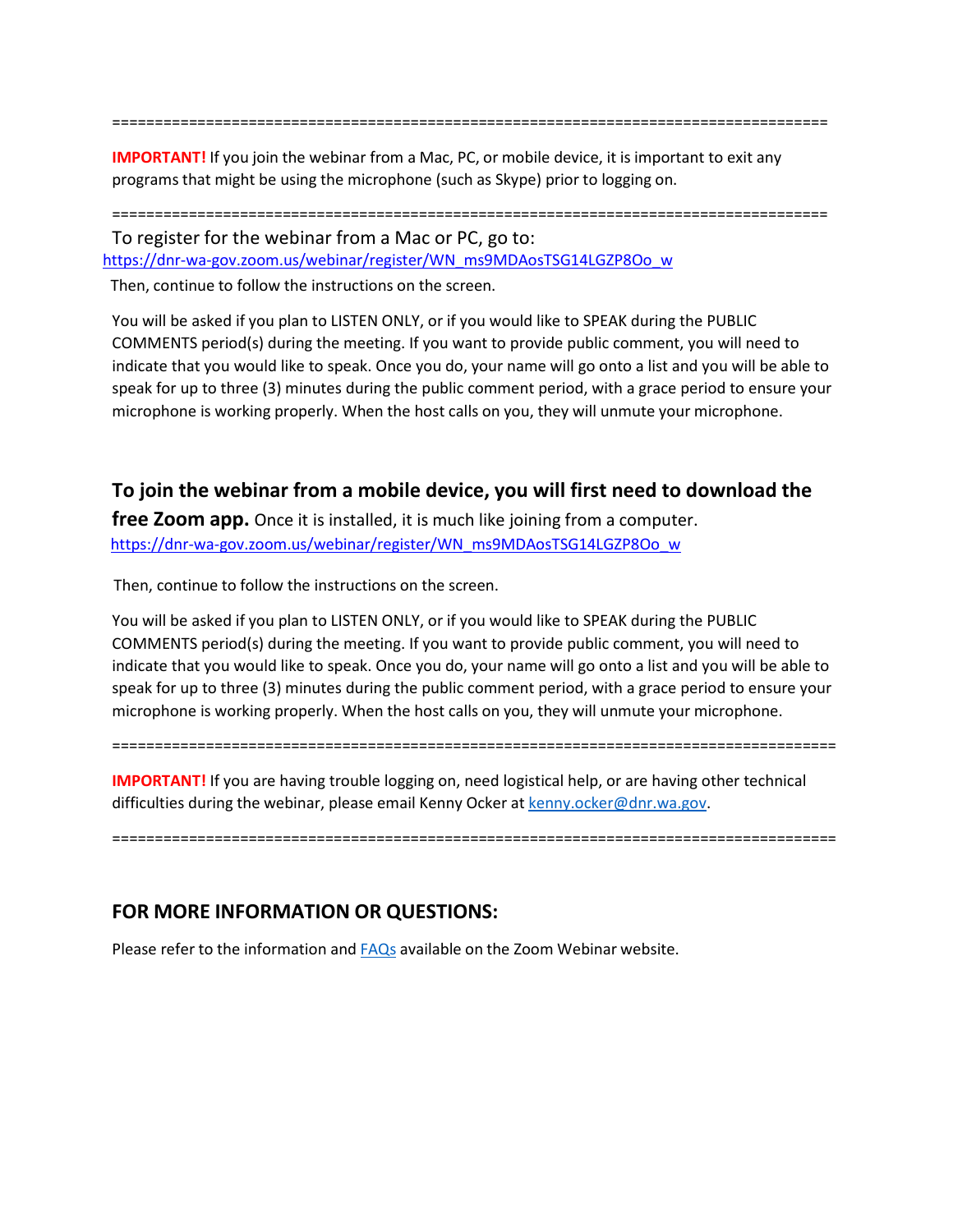===================================================================================

**IMPORTANT!** If you join the webinar from a Mac, PC, or mobile device, it is important to exit any programs that might be using the microphone (such as Skype) prior to logging on.

===================================================================================

To register for the webinar from a Mac or PC, go to:
https://dnr-wa-gov.zoom.us/webinar/register/WN_ms9MDAosTSG14LGZP8Oo_w

Then, continue to follow the instructions on the screen.

You will be asked if you plan to LISTEN ONLY, or if you would like to SPEAK during the PUBLIC COMMENTS period(s) during the meeting. If you want to provide public comment, you will need to indicate that you would like to speak. Once you do, your name will go onto a list and you will be able to speak for up to three (3) minutes during the public comment period, with a grace period to ensure your microphone is working properly. When the host calls on you, they will unmute your microphone.

**To join the webinar from a mobile device, you will first need to download the free Zoom app.** Once it is installed, it is much like joining from a computer.
https://dnr-wa-gov.zoom.us/webinar/register/WN_ms9MDAosTSG14LGZP8Oo_w

Then, continue to follow the instructions on the screen.

You will be asked if you plan to LISTEN ONLY, or if you would like to SPEAK during the PUBLIC COMMENTS period(s) during the meeting. If you want to provide public comment, you will need to indicate that you would like to speak. Once you do, your name will go onto a list and you will be able to speak for up to three (3) minutes during the public comment period, with a grace period to ensure your microphone is working properly. When the host calls on you, they will unmute your microphone.

===================================================================================

**IMPORTANT!** If you are having trouble logging on, need logistical help, or are having other technical difficulties during the webinar, please email Kenny Ocker at kenny.ocker@dnr.wa.gov.

===================================================================================

## FOR MORE INFORMATION OR QUESTIONS:

Please refer to the information and FAQs available on the Zoom Webinar website.